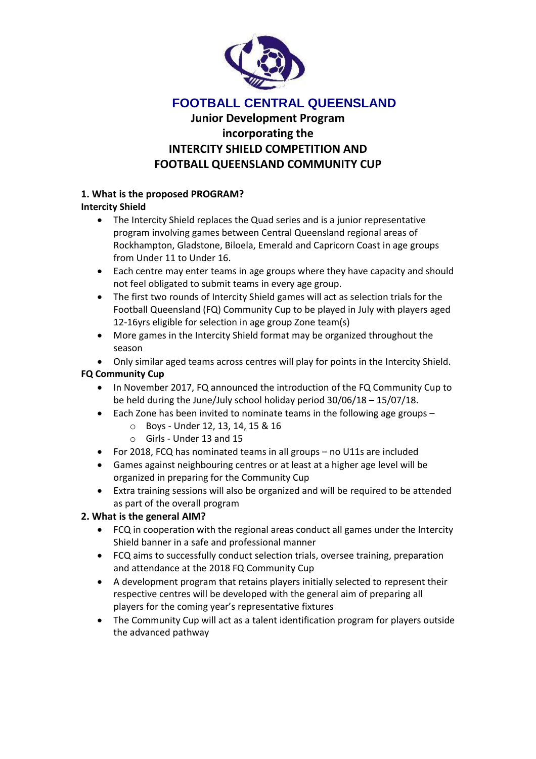# FOOTBALL CENTRAL QUEENSLAND

## Junior Development Program incorporating the INTERCITY SHIELD COMPETITION AND FOOTBALL QUEENSLAND COMMUNITY CUP

### 1. What is the proposed PROGRAM?

**Intercity Shield**

- The Intercity Shield replaces the Quad series and is a junior representative program involving games between Central Queensland regional areas of Rockhampton, Gladstone, Biloela, Emerald and Capricorn Coast in age groups from Under 11 to Under 16.
- Each centre may enter teams in age groups where they have capacity and should not feel obligated to submit teams in every age group.
- The first two rounds of Intercity Shield games will act as selection trials for the Football Queensland (FQ) Community Cup to be played in July with players aged 12-16yrs eligible for selection in age group Zone team(s)
- More games in the Intercity Shield format may be organized throughout the season
- Only similar aged teams across centres will play for points in the Intercity Shield.

**FQ Community Cup**

- In November 2017, FQ announced the introduction of the FQ Community Cup to be held during the June/July school holiday period 30/06/18 – 15/07/18.
- Each Zone has been invited to nominate teams in the following age groups –
  - Boys - Under 12, 13, 14, 15 & 16
  - Girls - Under 13 and 15
- For 2018, FCQ has nominated teams in all groups – no U11s are included
- Games against neighbouring centres or at least at a higher age level will be organized in preparing for the Community Cup
- Extra training sessions will also be organized and will be required to be attended as part of the overall program

### 2. What is the general AIM?

- FCQ in cooperation with the regional areas conduct all games under the Intercity Shield banner in a safe and professional manner
- FCQ aims to successfully conduct selection trials, oversee training, preparation and attendance at the 2018 FQ Community Cup
- A development program that retains players initially selected to represent their respective centres will be developed with the general aim of preparing all players for the coming year's representative fixtures
- The Community Cup will act as a talent identification program for players outside the advanced pathway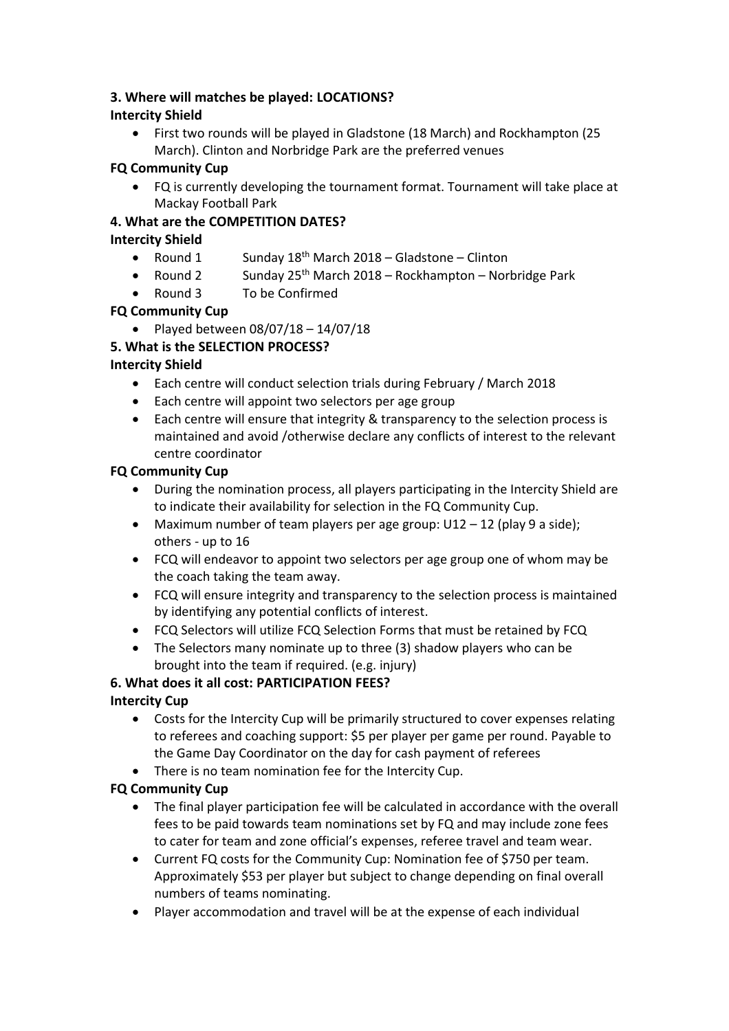### 3. Where will matches be played: LOCATIONS?

**Intercity Shield**

- First two rounds will be played in Gladstone (18 March) and Rockhampton (25 March). Clinton and Norbridge Park are the preferred venues

**FQ Community Cup**

- FQ is currently developing the tournament format. Tournament will take place at Mackay Football Park

### 4. What are the COMPETITION DATES?

**Intercity Shield**

- Round 1 Sunday 18th March 2018 – Gladstone – Clinton
- Round 2 Sunday 25th March 2018 – Rockhampton – Norbridge Park
- Round 3 To be Confirmed

**FQ Community Cup**

- Played between 08/07/18 – 14/07/18

### 5. What is the SELECTION PROCESS?

**Intercity Shield**

- Each centre will conduct selection trials during February / March 2018
- Each centre will appoint two selectors per age group
- Each centre will ensure that integrity & transparency to the selection process is maintained and avoid /otherwise declare any conflicts of interest to the relevant centre coordinator

**FQ Community Cup**

- During the nomination process, all players participating in the Intercity Shield are to indicate their availability for selection in the FQ Community Cup.
- Maximum number of team players per age group: U12 – 12 (play 9 a side); others - up to 16
- FCQ will endeavor to appoint two selectors per age group one of whom may be the coach taking the team away.
- FCQ will ensure integrity and transparency to the selection process is maintained by identifying any potential conflicts of interest.
- FCQ Selectors will utilize FCQ Selection Forms that must be retained by FCQ
- The Selectors many nominate up to three (3) shadow players who can be brought into the team if required. (e.g. injury)

### 6. What does it all cost: PARTICIPATION FEES?

**Intercity Cup**

- Costs for the Intercity Cup will be primarily structured to cover expenses relating to referees and coaching support: $5 per player per game per round. Payable to the Game Day Coordinator on the day for cash payment of referees
- There is no team nomination fee for the Intercity Cup.

**FQ Community Cup**

- The final player participation fee will be calculated in accordance with the overall fees to be paid towards team nominations set by FQ and may include zone fees to cater for team and zone official's expenses, referee travel and team wear.
- Current FQ costs for the Community Cup: Nomination fee of $750 per team. Approximately $53 per player but subject to change depending on final overall numbers of teams nominating.
- Player accommodation and travel will be at the expense of each individual